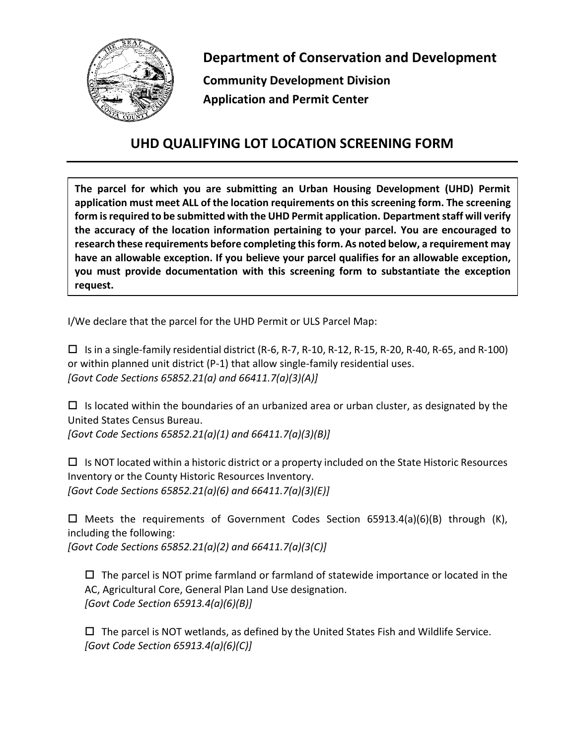**Department of Conservation and Development**

**Community Development Division**

**Application and Permit Center**

# UHD QUALIFYING LOT LOCATION SCREENING FORM

**The parcel for which you are submitting an Urban Housing Development (UHD) Permit application must meet ALL of the location requirements on this screening form. The screening form is required to be submitted with the UHD Permit application. Department staff will verify the accuracy of the location information pertaining to your parcel. You are encouraged to research these requirements before completing this form. As noted below, a requirement may have an allowable exception. If you believe your parcel qualifies for an allowable exception, you must provide documentation with this screening form to substantiate the exception request.**

I/We declare that the parcel for the UHD Permit or ULS Parcel Map:

☐ Is in a single-family residential district (R-6, R-7, R-10, R-12, R-15, R-20, R-40, R-65, and R-100) or within planned unit district (P-1) that allow single-family residential uses.
*[Govt Code Sections 65852.21(a) and 66411.7(a)(3)(A)]*

☐ Is located within the boundaries of an urbanized area or urban cluster, as designated by the United States Census Bureau.
*[Govt Code Sections 65852.21(a)(1) and 66411.7(a)(3)(B)]*

☐ Is NOT located within a historic district or a property included on the State Historic Resources Inventory or the County Historic Resources Inventory.
*[Govt Code Sections 65852.21(a)(6) and 66411.7(a)(3)(E)]*

☐ Meets the requirements of Government Codes Section 65913.4(a)(6)(B) through (K), including the following:
*[Govt Code Sections 65852.21(a)(2) and 66411.7(a)(3(C)]*

> ☐ The parcel is NOT prime farmland or farmland of statewide importance or located in the AC, Agricultural Core, General Plan Land Use designation.
> *[Govt Code Section 65913.4(a)(6)(B)]*
>
> ☐ The parcel is NOT wetlands, as defined by the United States Fish and Wildlife Service.
> *[Govt Code Section 65913.4(a)(6)(C)]*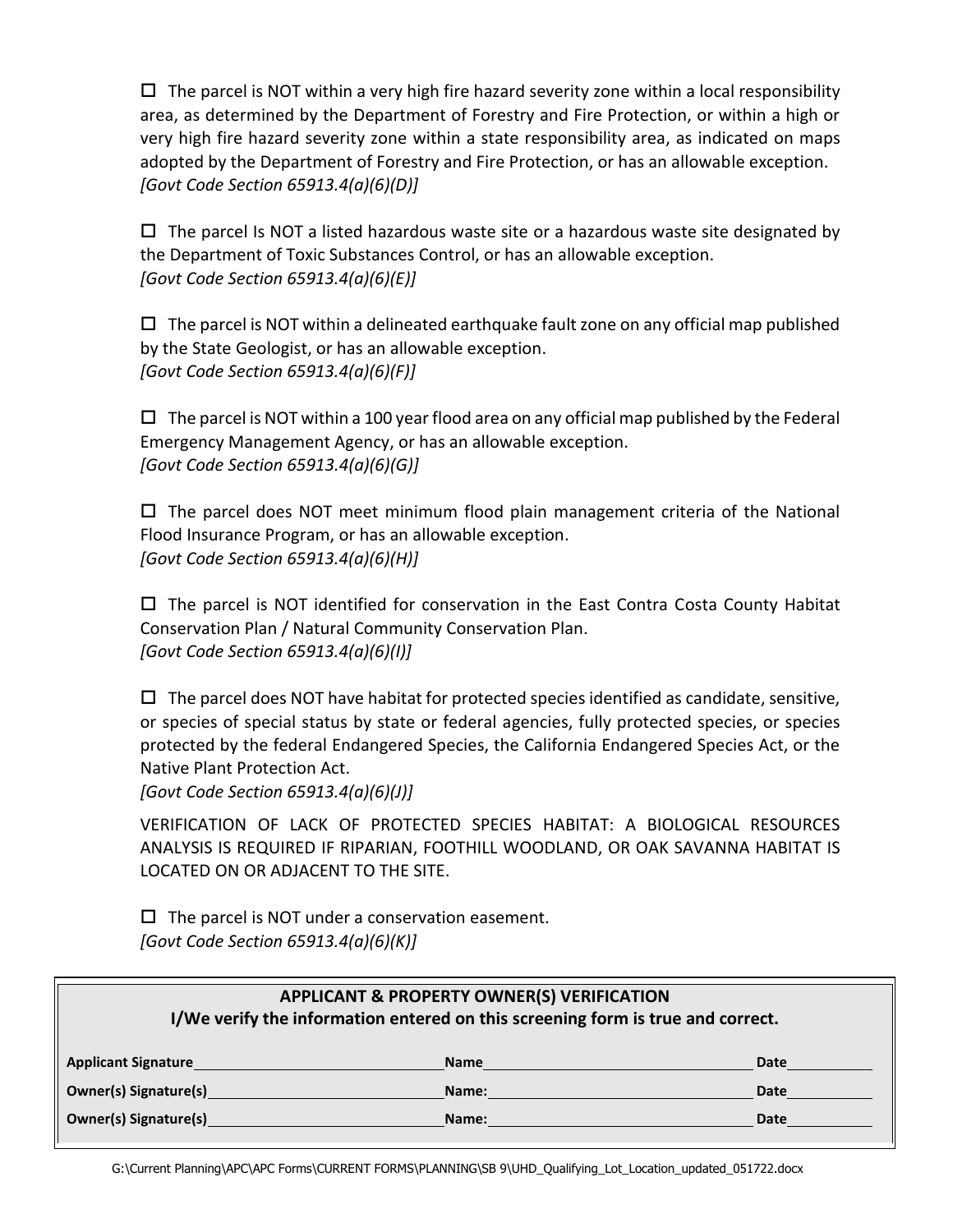☐ The parcel is NOT within a very high fire hazard severity zone within a local responsibility area, as determined by the Department of Forestry and Fire Protection, or within a high or very high fire hazard severity zone within a state responsibility area, as indicated on maps adopted by the Department of Forestry and Fire Protection, or has an allowable exception.
*[Govt Code Section 65913.4(a)(6)(D)]*

☐ The parcel Is NOT a listed hazardous waste site or a hazardous waste site designated by the Department of Toxic Substances Control, or has an allowable exception.
*[Govt Code Section 65913.4(a)(6)(E)]*

☐ The parcel is NOT within a delineated earthquake fault zone on any official map published by the State Geologist, or has an allowable exception.
*[Govt Code Section 65913.4(a)(6)(F)]*

☐ The parcel is NOT within a 100 year flood area on any official map published by the Federal Emergency Management Agency, or has an allowable exception.
*[Govt Code Section 65913.4(a)(6)(G)]*

☐ The parcel does NOT meet minimum flood plain management criteria of the National Flood Insurance Program, or has an allowable exception.
*[Govt Code Section 65913.4(a)(6)(H)]*

☐ The parcel is NOT identified for conservation in the East Contra Costa County Habitat Conservation Plan / Natural Community Conservation Plan.
*[Govt Code Section 65913.4(a)(6)(I)]*

☐ The parcel does NOT have habitat for protected species identified as candidate, sensitive, or species of special status by state or federal agencies, fully protected species, or species protected by the federal Endangered Species, the California Endangered Species Act, or the Native Plant Protection Act.
*[Govt Code Section 65913.4(a)(6)(J)]*

VERIFICATION OF LACK OF PROTECTED SPECIES HABITAT: A BIOLOGICAL RESOURCES ANALYSIS IS REQUIRED IF RIPARIAN, FOOTHILL WOODLAND, OR OAK SAVANNA HABITAT IS LOCATED ON OR ADJACENT TO THE SITE.

☐ The parcel is NOT under a conservation easement.
*[Govt Code Section 65913.4(a)(6)(K)]*

**APPLICANT & PROPERTY OWNER(S) VERIFICATION**

**I/We verify the information entered on this screening form is true and correct.**

**Applicant Signature**\_\_\_\_\_\_\_\_\_\_\_\_\_\_\_\_ **Name**\_\_\_\_\_\_\_\_\_\_\_\_\_\_\_\_ **Date**\_\_\_\_\_\_\_\_

**Owner(s) Signature(s)**\_\_\_\_\_\_\_\_\_\_\_\_\_\_\_\_ **Name:**\_\_\_\_\_\_\_\_\_\_\_\_\_\_\_\_ **Date**\_\_\_\_\_\_\_\_

**Owner(s) Signature(s)**\_\_\_\_\_\_\_\_\_\_\_\_\_\_\_\_ **Name:**\_\_\_\_\_\_\_\_\_\_\_\_\_\_\_\_ **Date**\_\_\_\_\_\_\_\_

G:\Current Planning\APC\APC Forms\CURRENT FORMS\PLANNING\SB 9\UHD_Qualifying_Lot_Location_updated_051722.docx